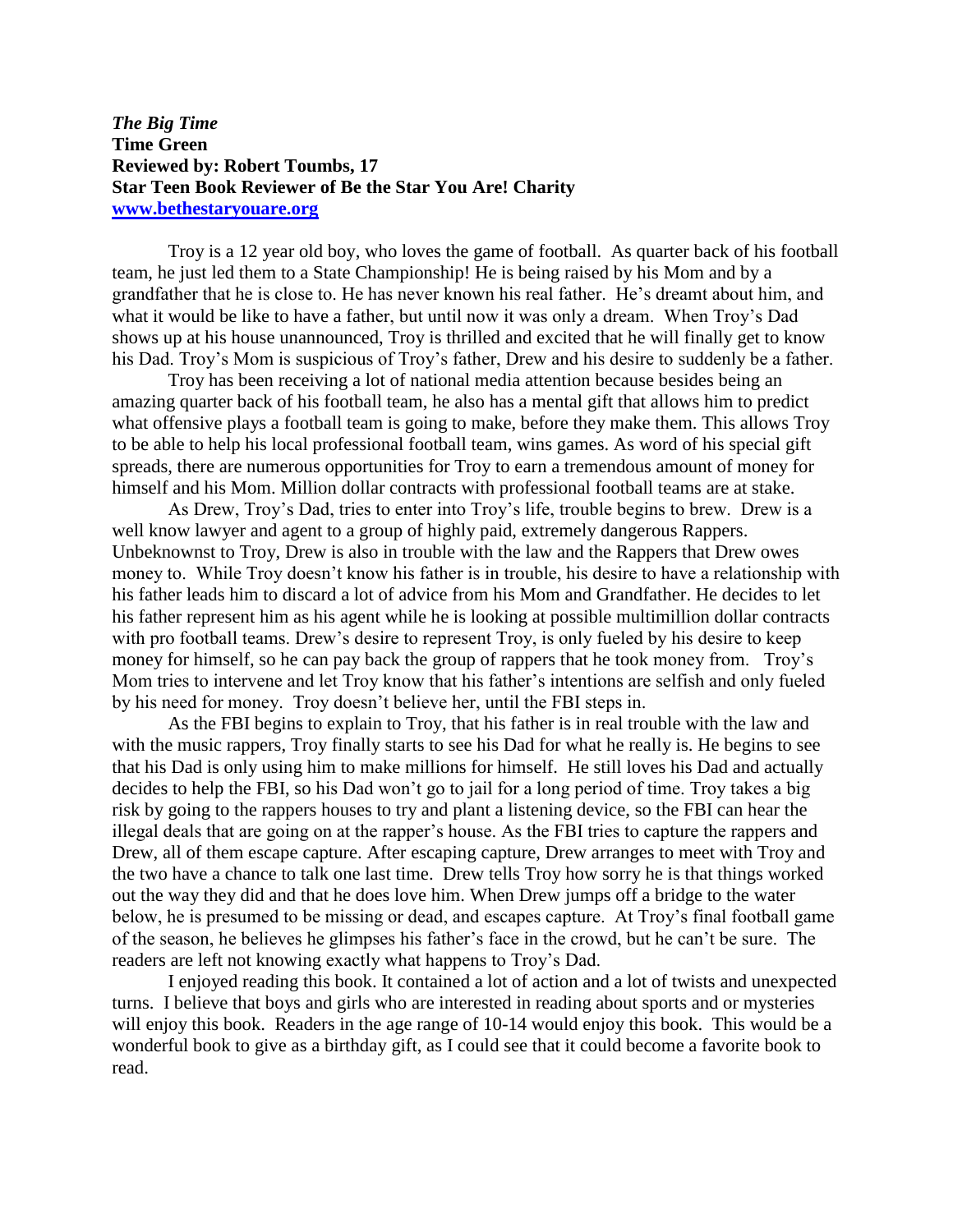***The Big Time***
**Time Green**
**Reviewed by: Robert Toumbs, 17**
**Star Teen Book Reviewer of Be the Star You Are! Charity**
**[www.bethestaryouare.org](http://www.bethestaryouare.org)**

Troy is a 12 year old boy, who loves the game of football. As quarter back of his football team, he just led them to a State Championship! He is being raised by his Mom and by a grandfather that he is close to. He has never known his real father. He's dreamt about him, and what it would be like to have a father, but until now it was only a dream. When Troy's Dad shows up at his house unannounced, Troy is thrilled and excited that he will finally get to know his Dad. Troy's Mom is suspicious of Troy's father, Drew and his desire to suddenly be a father.

Troy has been receiving a lot of national media attention because besides being an amazing quarter back of his football team, he also has a mental gift that allows him to predict what offensive plays a football team is going to make, before they make them. This allows Troy to be able to help his local professional football team, wins games. As word of his special gift spreads, there are numerous opportunities for Troy to earn a tremendous amount of money for himself and his Mom. Million dollar contracts with professional football teams are at stake.

As Drew, Troy's Dad, tries to enter into Troy's life, trouble begins to brew. Drew is a well know lawyer and agent to a group of highly paid, extremely dangerous Rappers. Unbeknownst to Troy, Drew is also in trouble with the law and the Rappers that Drew owes money to. While Troy doesn't know his father is in trouble, his desire to have a relationship with his father leads him to discard a lot of advice from his Mom and Grandfather. He decides to let his father represent him as his agent while he is looking at possible multimillion dollar contracts with pro football teams. Drew's desire to represent Troy, is only fueled by his desire to keep money for himself, so he can pay back the group of rappers that he took money from. Troy's Mom tries to intervene and let Troy know that his father's intentions are selfish and only fueled by his need for money. Troy doesn't believe her, until the FBI steps in.

As the FBI begins to explain to Troy, that his father is in real trouble with the law and with the music rappers, Troy finally starts to see his Dad for what he really is. He begins to see that his Dad is only using him to make millions for himself. He still loves his Dad and actually decides to help the FBI, so his Dad won't go to jail for a long period of time. Troy takes a big risk by going to the rappers houses to try and plant a listening device, so the FBI can hear the illegal deals that are going on at the rapper's house. As the FBI tries to capture the rappers and Drew, all of them escape capture. After escaping capture, Drew arranges to meet with Troy and the two have a chance to talk one last time. Drew tells Troy how sorry he is that things worked out the way they did and that he does love him. When Drew jumps off a bridge to the water below, he is presumed to be missing or dead, and escapes capture. At Troy's final football game of the season, he believes he glimpses his father's face in the crowd, but he can't be sure. The readers are left not knowing exactly what happens to Troy's Dad.

I enjoyed reading this book. It contained a lot of action and a lot of twists and unexpected turns. I believe that boys and girls who are interested in reading about sports and or mysteries will enjoy this book. Readers in the age range of 10-14 would enjoy this book. This would be a wonderful book to give as a birthday gift, as I could see that it could become a favorite book to read.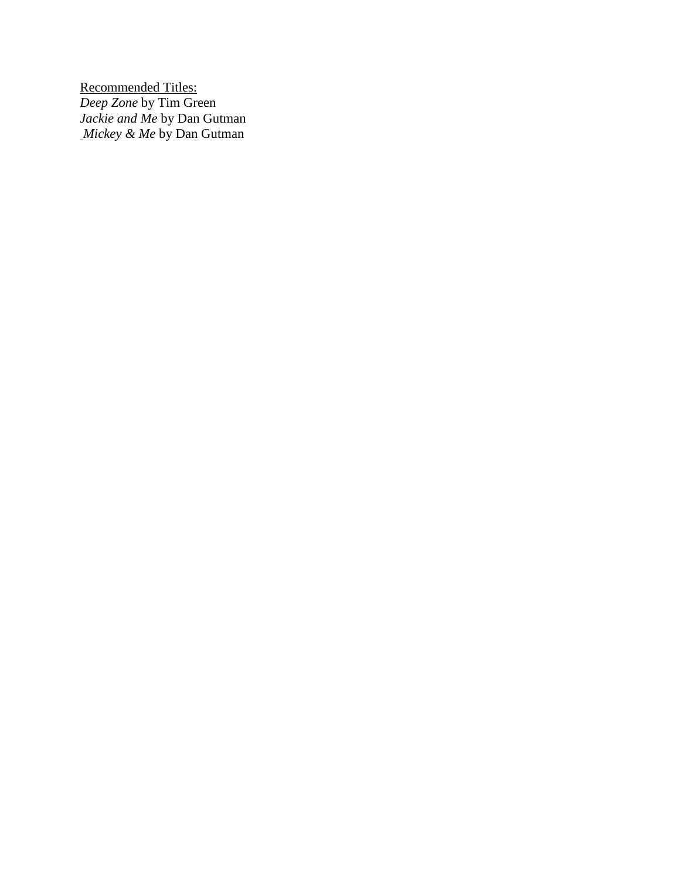Recommended Titles:

*Deep Zone* by Tim Green  
*Jackie and Me* by Dan Gutman  
*Mickey & Me* by Dan Gutman